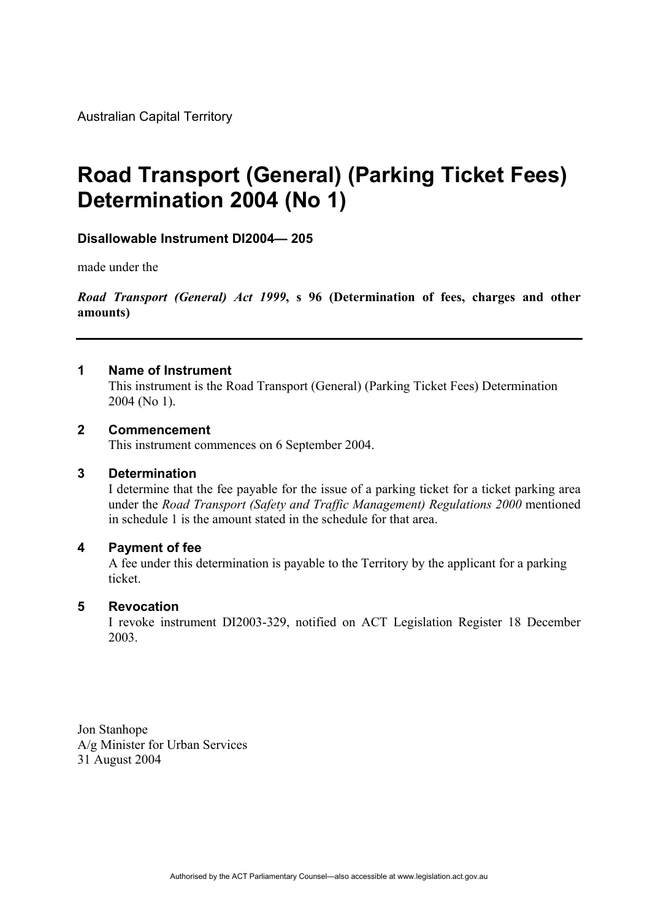Australian Capital Territory

# Road Transport (General) (Parking Ticket Fees) Determination 2004 (No 1)

**Disallowable Instrument DI2004— 205**

made under the

***Road Transport (General) Act 1999*, s 96 (Determination of fees, charges and other amounts)**

---

### 1 Name of Instrument

This instrument is the Road Transport (General) (Parking Ticket Fees) Determination 2004 (No 1).

### 2 Commencement

This instrument commences on 6 September 2004.

### 3 Determination

I determine that the fee payable for the issue of a parking ticket for a ticket parking area under the *Road Transport (Safety and Traffic Management) Regulations 2000* mentioned in schedule 1 is the amount stated in the schedule for that area.

### 4 Payment of fee

A fee under this determination is payable to the Territory by the applicant for a parking ticket.

### 5 Revocation

I revoke instrument DI2003-329, notified on ACT Legislation Register 18 December 2003.

Jon Stanhope
A/g Minister for Urban Services
31 August 2004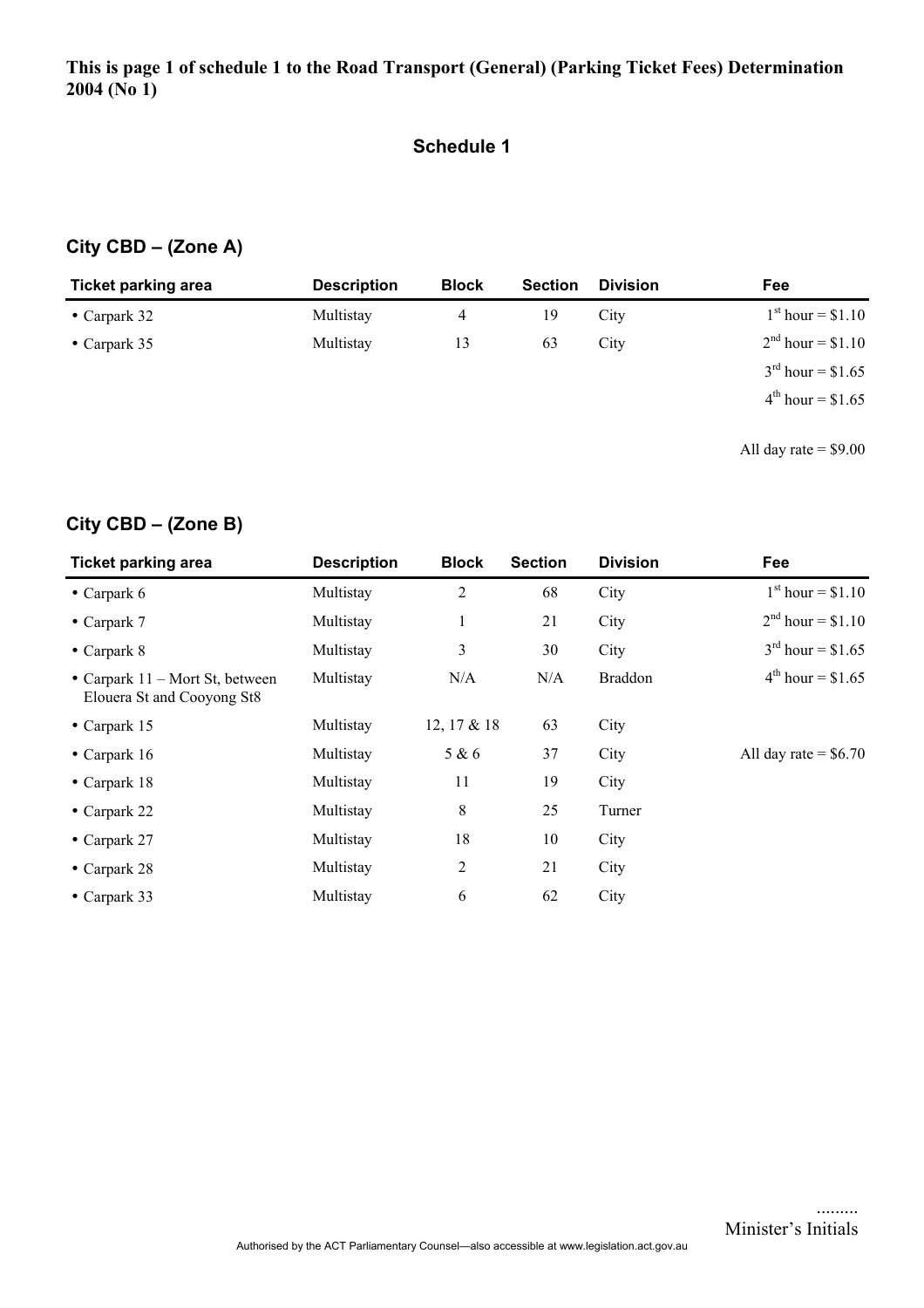**This is page 1 of schedule 1 to the Road Transport (General) (Parking Ticket Fees) Determination 2004 (No 1)**

## Schedule 1

### City CBD – (Zone A)

| Ticket parking area | Description | Block | Section | Division | Fee |
|---|---|---|---|---|---|
| • Carpark 32 | Multistay | 4 | 19 | City | 1st hour = $1.10 |
| • Carpark 35 | Multistay | 13 | 63 | City | 2nd hour = $1.10 |
| | | | | | 3rd hour = $1.65 |
| | | | | | 4th hour = $1.65 |
| | | | | | All day rate = $9.00 |

### City CBD – (Zone B)

| Ticket parking area | Description | Block | Section | Division | Fee |
|---|---|---|---|---|---|
| • Carpark 6 | Multistay | 2 | 68 | City | 1st hour = $1.10 |
| • Carpark 7 | Multistay | 1 | 21 | City | 2nd hour = $1.10 |
| • Carpark 8 | Multistay | 3 | 30 | City | 3rd hour = $1.65 |
| • Carpark 11 – Mort St, between Elouera St and Cooyong St8 | Multistay | N/A | N/A | Braddon | 4th hour = $1.65 |
| • Carpark 15 | Multistay | 12, 17 & 18 | 63 | City | |
| • Carpark 16 | Multistay | 5 & 6 | 37 | City | All day rate = $6.70 |
| • Carpark 18 | Multistay | 11 | 19 | City | |
| • Carpark 22 | Multistay | 8 | 25 | Turner | |
| • Carpark 27 | Multistay | 18 | 10 | City | |
| • Carpark 28 | Multistay | 2 | 21 | City | |
| • Carpark 33 | Multistay | 6 | 62 | City | |

.........
Minister's Initials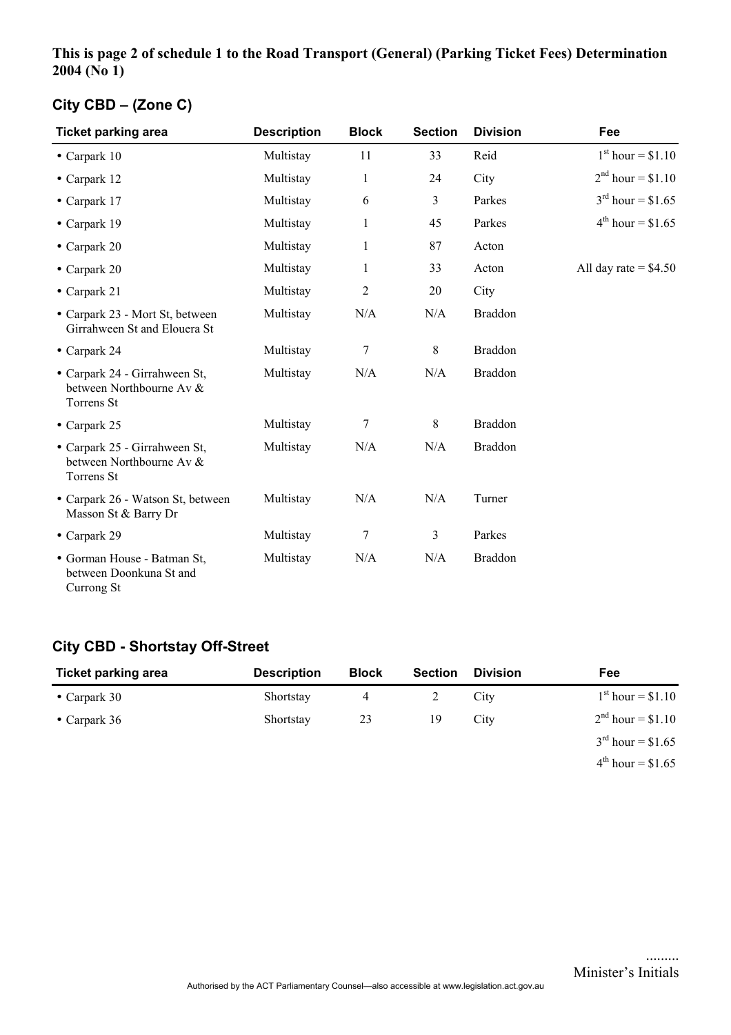**This is page 2 of schedule 1 to the Road Transport (General) (Parking Ticket Fees) Determination 2004 (No 1)**

## City CBD – (Zone C)

| Ticket parking area | Description | Block | Section | Division | Fee |
|---|---|---|---|---|---|
| • Carpark 10 | Multistay | 11 | 33 | Reid | 1st hour = $1.10 |
| • Carpark 12 | Multistay | 1 | 24 | City | 2nd hour = $1.10 |
| • Carpark 17 | Multistay | 6 | 3 | Parkes | 3rd hour = $1.65 |
| • Carpark 19 | Multistay | 1 | 45 | Parkes | 4th hour = $1.65 |
| • Carpark 20 | Multistay | 1 | 87 | Acton | |
| • Carpark 20 | Multistay | 1 | 33 | Acton | All day rate = $4.50 |
| • Carpark 21 | Multistay | 2 | 20 | City | |
| • Carpark 23 - Mort St, between Girrahween St and Elouera St | Multistay | N/A | N/A | Braddon | |
| • Carpark 24 | Multistay | 7 | 8 | Braddon | |
| • Carpark 24 - Girrahween St, between Northbourne Av & Torrens St | Multistay | N/A | N/A | Braddon | |
| • Carpark 25 | Multistay | 7 | 8 | Braddon | |
| • Carpark 25 - Girrahween St, between Northbourne Av & Torrens St | Multistay | N/A | N/A | Braddon | |
| • Carpark 26 - Watson St, between Masson St & Barry Dr | Multistay | N/A | N/A | Turner | |
| • Carpark 29 | Multistay | 7 | 3 | Parkes | |
| • Gorman House - Batman St, between Doonkuna St and Currong St | Multistay | N/A | N/A | Braddon | |

## City CBD - Shortstay Off-Street

| Ticket parking area | Description | Block | Section | Division | Fee |
|---|---|---|---|---|---|
| • Carpark 30 | Shortstay | 4 | 2 | City | 1st hour = $1.10 |
| • Carpark 36 | Shortstay | 23 | 19 | City | 2nd hour = $1.10 |
| | | | | | 3rd hour = $1.65 |
| | | | | | 4th hour = $1.65 |

.........
Minister's Initials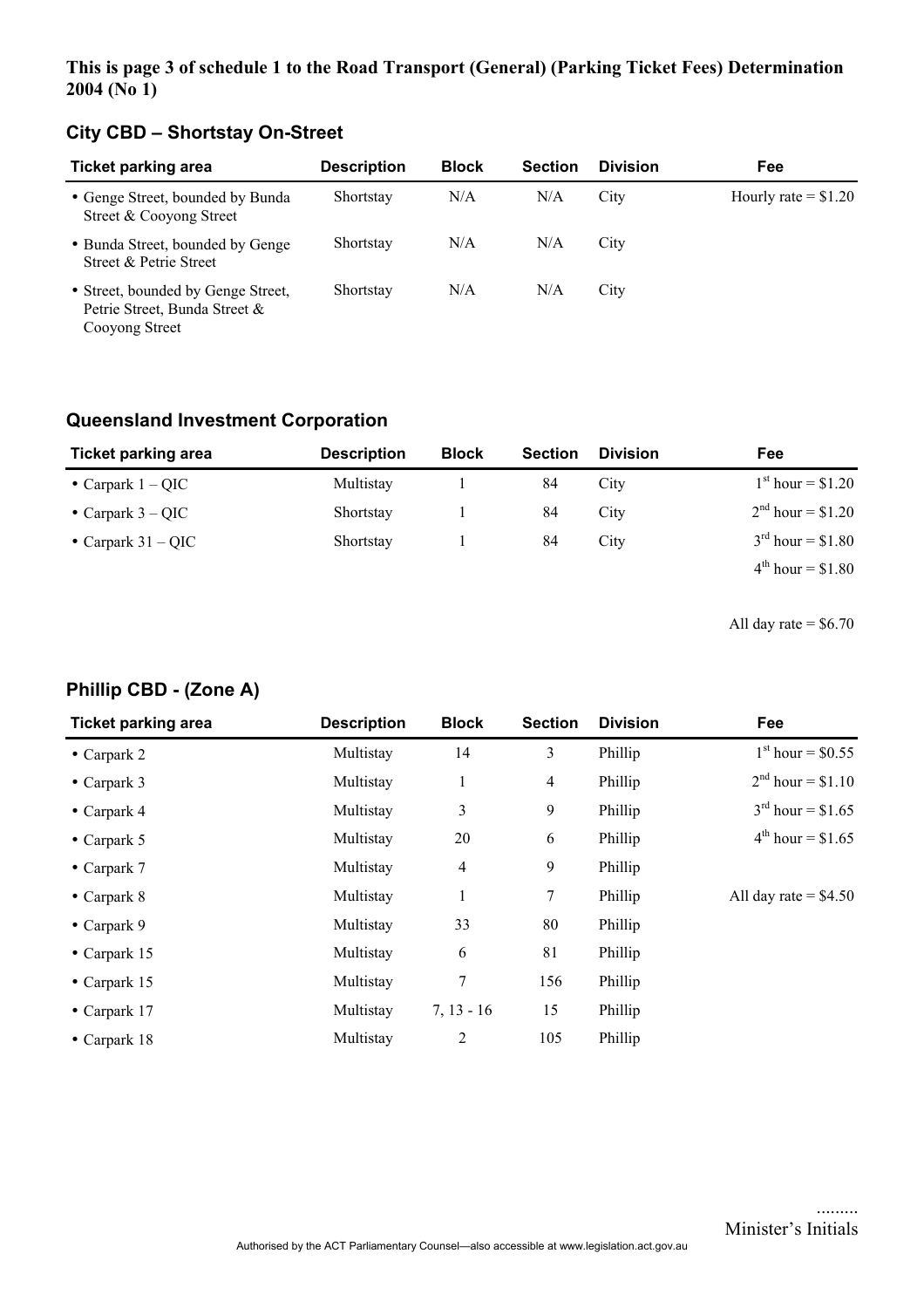**This is page 3 of schedule 1 to the Road Transport (General) (Parking Ticket Fees) Determination 2004 (No 1)**

## City CBD – Shortstay On-Street

| Ticket parking area | Description | Block | Section | Division | Fee |
|---|---|---|---|---|---|
| • Genge Street, bounded by Bunda Street & Cooyong Street | Shortstay | N/A | N/A | City | Hourly rate = $1.20 |
| • Bunda Street, bounded by Genge Street & Petrie Street | Shortstay | N/A | N/A | City | |
| • Street, bounded by Genge Street, Petrie Street, Bunda Street & Cooyong Street | Shortstay | N/A | N/A | City | |

## Queensland Investment Corporation

| Ticket parking area | Description | Block | Section | Division | Fee |
|---|---|---|---|---|---|
| • Carpark 1 – QIC | Multistay | 1 | 84 | City | 1st hour = $1.20 |
| • Carpark 3 – QIC | Shortstay | 1 | 84 | City | 2nd hour = $1.20 |
| • Carpark 31 – QIC | Shortstay | 1 | 84 | City | 3rd hour = $1.80 |
| | | | | | 4th hour = $1.80 |
| | | | | | All day rate = $6.70 |

## Phillip CBD - (Zone A)

| Ticket parking area | Description | Block | Section | Division | Fee |
|---|---|---|---|---|---|
| • Carpark 2 | Multistay | 14 | 3 | Phillip | 1st hour = $0.55 |
| • Carpark 3 | Multistay | 1 | 4 | Phillip | 2nd hour = $1.10 |
| • Carpark 4 | Multistay | 3 | 9 | Phillip | 3rd hour = $1.65 |
| • Carpark 5 | Multistay | 20 | 6 | Phillip | 4th hour = $1.65 |
| • Carpark 7 | Multistay | 4 | 9 | Phillip | |
| • Carpark 8 | Multistay | 1 | 7 | Phillip | All day rate = $4.50 |
| • Carpark 9 | Multistay | 33 | 80 | Phillip | |
| • Carpark 15 | Multistay | 6 | 81 | Phillip | |
| • Carpark 15 | Multistay | 7 | 156 | Phillip | |
| • Carpark 17 | Multistay | 7, 13 - 16 | 15 | Phillip | |
| • Carpark 18 | Multistay | 2 | 105 | Phillip | |

.........
Minister's Initials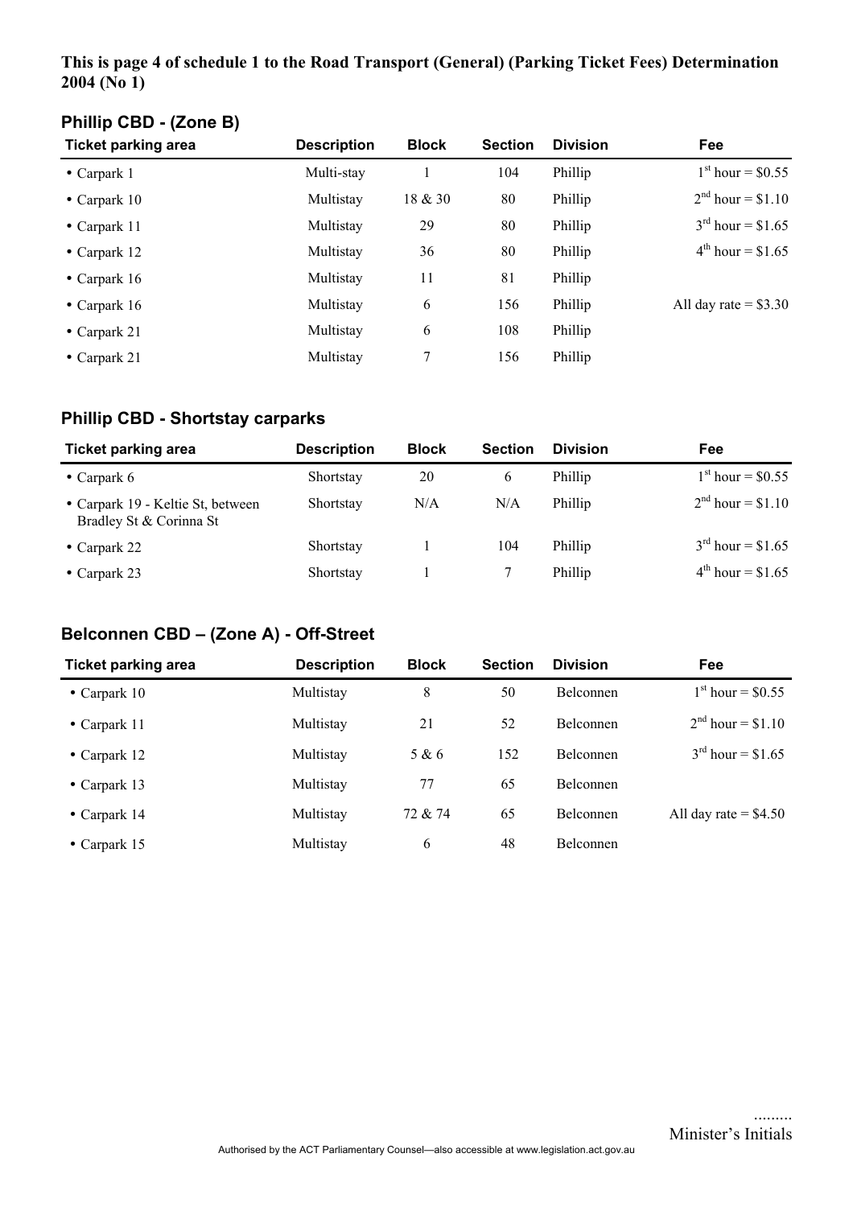**This is page 4 of schedule 1 to the Road Transport (General) (Parking Ticket Fees) Determination 2004 (No 1)**

### Phillip CBD - (Zone B)

| Ticket parking area | Description | Block | Section | Division | Fee |
|---|---|---|---|---|---|
| • Carpark 1 | Multi-stay | 1 | 104 | Phillip | 1st hour = $0.55 |
| • Carpark 10 | Multistay | 18 & 30 | 80 | Phillip | 2nd hour = $1.10 |
| • Carpark 11 | Multistay | 29 | 80 | Phillip | 3rd hour = $1.65 |
| • Carpark 12 | Multistay | 36 | 80 | Phillip | 4th hour = $1.65 |
| • Carpark 16 | Multistay | 11 | 81 | Phillip | |
| • Carpark 16 | Multistay | 6 | 156 | Phillip | All day rate = $3.30 |
| • Carpark 21 | Multistay | 6 | 108 | Phillip | |
| • Carpark 21 | Multistay | 7 | 156 | Phillip | |

### Phillip CBD - Shortstay carparks

| Ticket parking area | Description | Block | Section | Division | Fee |
|---|---|---|---|---|---|
| • Carpark 6 | Shortstay | 20 | 6 | Phillip | 1st hour = $0.55 |
| • Carpark 19 - Keltie St, between Bradley St & Corinna St | Shortstay | N/A | N/A | Phillip | 2nd hour = $1.10 |
| • Carpark 22 | Shortstay | 1 | 104 | Phillip | 3rd hour = $1.65 |
| • Carpark 23 | Shortstay | 1 | 7 | Phillip | 4th hour = $1.65 |

### Belconnen CBD – (Zone A) - Off-Street

| Ticket parking area | Description | Block | Section | Division | Fee |
|---|---|---|---|---|---|
| • Carpark 10 | Multistay | 8 | 50 | Belconnen | 1st hour = $0.55 |
| • Carpark 11 | Multistay | 21 | 52 | Belconnen | 2nd hour = $1.10 |
| • Carpark 12 | Multistay | 5 & 6 | 152 | Belconnen | 3rd hour = $1.65 |
| • Carpark 13 | Multistay | 77 | 65 | Belconnen | |
| • Carpark 14 | Multistay | 72 & 74 | 65 | Belconnen | All day rate = $4.50 |
| • Carpark 15 | Multistay | 6 | 48 | Belconnen | |

.........
Minister's Initials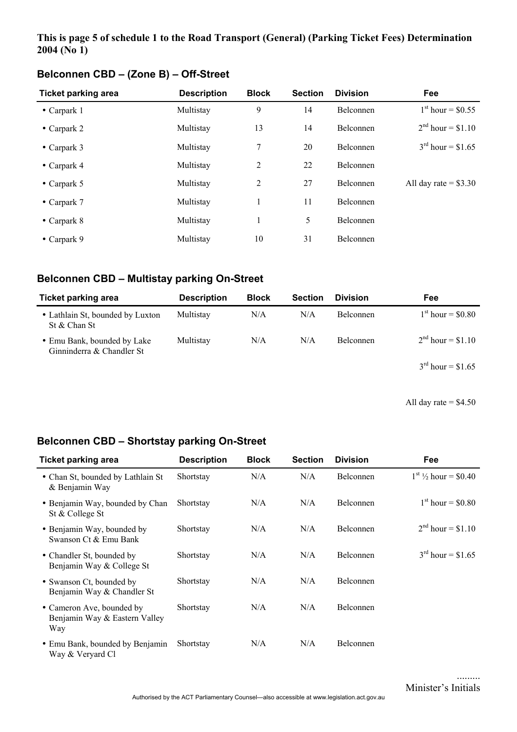**This is page 5 of schedule 1 to the Road Transport (General) (Parking Ticket Fees) Determination 2004 (No 1)**

## Belconnen CBD – (Zone B) – Off-Street

| Ticket parking area | Description | Block | Section | Division | Fee |
|---|---|---|---|---|---|
| • Carpark 1 | Multistay | 9 | 14 | Belconnen | 1st hour = $0.55 |
| • Carpark 2 | Multistay | 13 | 14 | Belconnen | 2nd hour = $1.10 |
| • Carpark 3 | Multistay | 7 | 20 | Belconnen | 3rd hour = $1.65 |
| • Carpark 4 | Multistay | 2 | 22 | Belconnen | |
| • Carpark 5 | Multistay | 2 | 27 | Belconnen | All day rate = $3.30 |
| • Carpark 7 | Multistay | 1 | 11 | Belconnen | |
| • Carpark 8 | Multistay | 1 | 5 | Belconnen | |
| • Carpark 9 | Multistay | 10 | 31 | Belconnen | |

## Belconnen CBD – Multistay parking On-Street

| Ticket parking area | Description | Block | Section | Division | Fee |
|---|---|---|---|---|---|
| • Lathlain St, bounded by Luxton St & Chan St | Multistay | N/A | N/A | Belconnen | 1st hour = $0.80 |
| • Emu Bank, bounded by Lake Ginninderra & Chandler St | Multistay | N/A | N/A | Belconnen | 2nd hour = $1.10 |
| | | | | | 3rd hour = $1.65 |
| | | | | | All day rate = $4.50 |

## Belconnen CBD – Shortstay parking On-Street

| Ticket parking area | Description | Block | Section | Division | Fee |
|---|---|---|---|---|---|
| • Chan St, bounded by Lathlain St & Benjamin Way | Shortstay | N/A | N/A | Belconnen | 1st ½ hour = $0.40 |
| • Benjamin Way, bounded by Chan St & College St | Shortstay | N/A | N/A | Belconnen | 1st hour = $0.80 |
| • Benjamin Way, bounded by Swanson Ct & Emu Bank | Shortstay | N/A | N/A | Belconnen | 2nd hour = $1.10 |
| • Chandler St, bounded by Benjamin Way & College St | Shortstay | N/A | N/A | Belconnen | 3rd hour = $1.65 |
| • Swanson Ct, bounded by Benjamin Way & Chandler St | Shortstay | N/A | N/A | Belconnen | |
| • Cameron Ave, bounded by Benjamin Way & Eastern Valley Way | Shortstay | N/A | N/A | Belconnen | |
| • Emu Bank, bounded by Benjamin Way & Veryard Cl | Shortstay | N/A | N/A | Belconnen | |

.........
Minister's Initials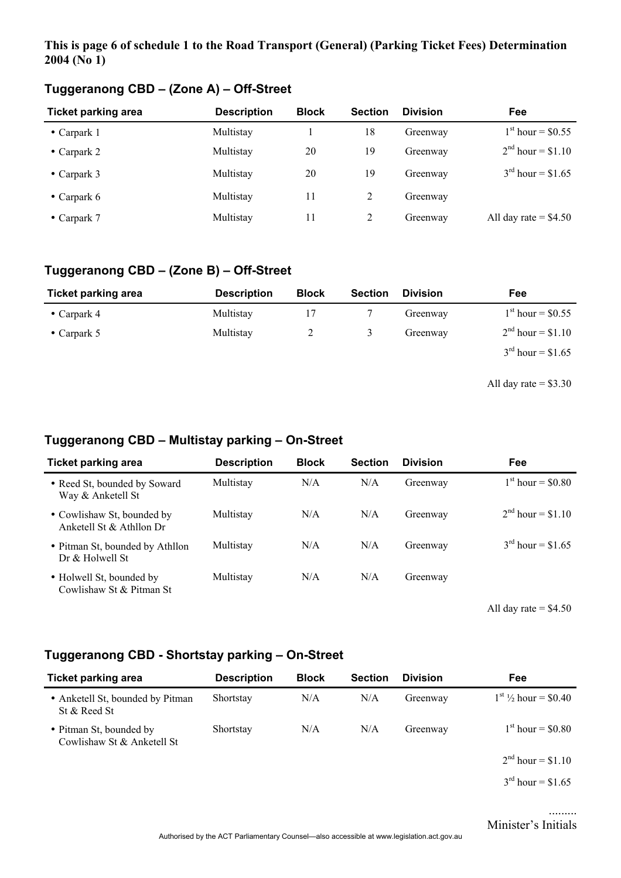**This is page 6 of schedule 1 to the Road Transport (General) (Parking Ticket Fees) Determination 2004 (No 1)**

### Tuggeranong CBD – (Zone A) – Off-Street

| Ticket parking area | Description | Block | Section | Division | Fee |
|---|---|---|---|---|---|
| • Carpark 1 | Multistay | 1 | 18 | Greenway | 1st hour = $0.55 |
| • Carpark 2 | Multistay | 20 | 19 | Greenway | 2nd hour = $1.10 |
| • Carpark 3 | Multistay | 20 | 19 | Greenway | 3rd hour = $1.65 |
| • Carpark 6 | Multistay | 11 | 2 | Greenway | |
| • Carpark 7 | Multistay | 11 | 2 | Greenway | All day rate = $4.50 |

### Tuggeranong CBD – (Zone B) – Off-Street

| Ticket parking area | Description | Block | Section | Division | Fee |
|---|---|---|---|---|---|
| • Carpark 4 | Multistay | 17 | 7 | Greenway | 1st hour = $0.55 |
| • Carpark 5 | Multistay | 2 | 3 | Greenway | 2nd hour = $1.10 |
| | | | | | 3rd hour = $1.65 |
| | | | | | All day rate = $3.30 |

### Tuggeranong CBD – Multistay parking – On-Street

| Ticket parking area | Description | Block | Section | Division | Fee |
|---|---|---|---|---|---|
| • Reed St, bounded by Soward Way & Anketell St | Multistay | N/A | N/A | Greenway | 1st hour = $0.80 |
| • Cowlishaw St, bounded by Anketell St & Athllon Dr | Multistay | N/A | N/A | Greenway | 2nd hour = $1.10 |
| • Pitman St, bounded by Athllon Dr & Holwell St | Multistay | N/A | N/A | Greenway | 3rd hour = $1.65 |
| • Holwell St, bounded by Cowlishaw St & Pitman St | Multistay | N/A | N/A | Greenway | |
| | | | | | All day rate = $4.50 |

### Tuggeranong CBD - Shortstay parking – On-Street

| Ticket parking area | Description | Block | Section | Division | Fee |
|---|---|---|---|---|---|
| • Anketell St, bounded by Pitman St & Reed St | Shortstay | N/A | N/A | Greenway | 1st ½ hour = $0.40 |
| • Pitman St, bounded by Cowlishaw St & Anketell St | Shortstay | N/A | N/A | Greenway | 1st hour = $0.80 |
| | | | | | 2nd hour = $1.10 |
| | | | | | 3rd hour = $1.65 |

.........
Minister's Initials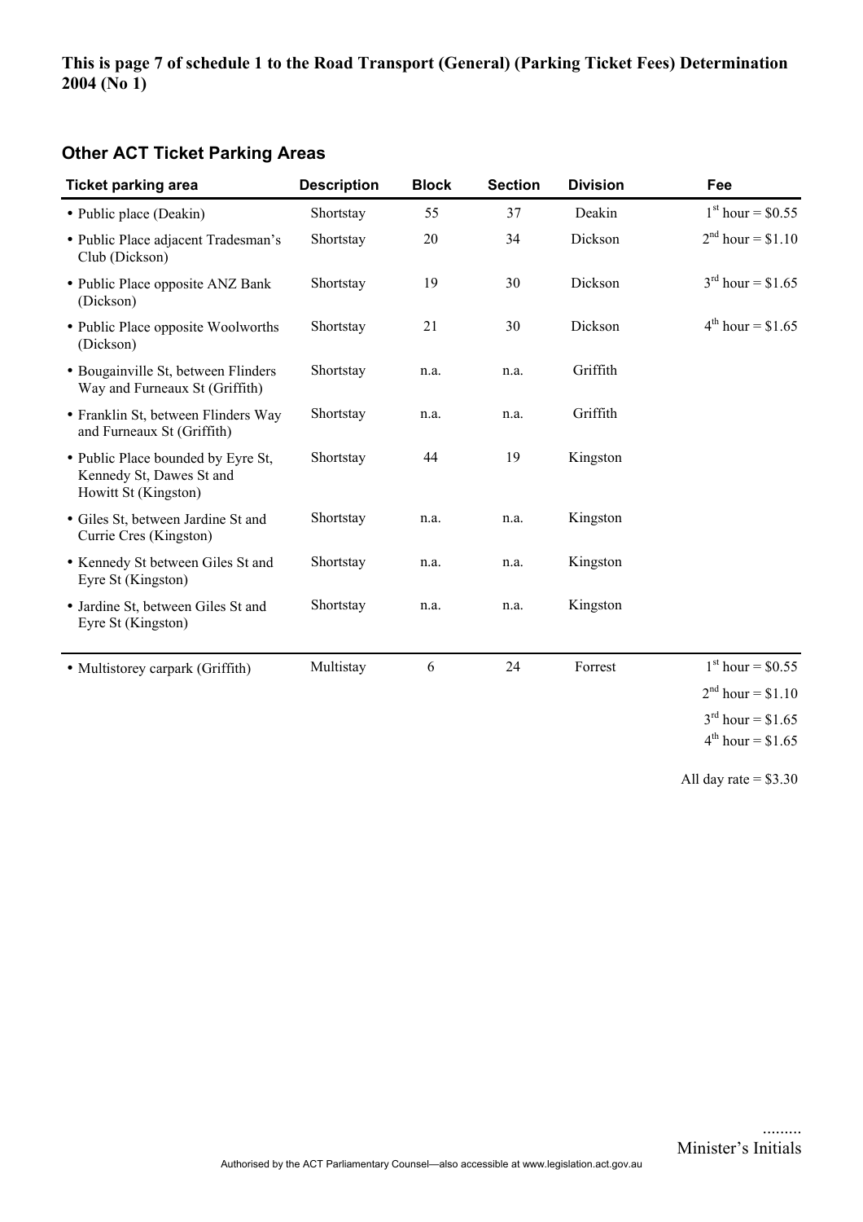**This is page 7 of schedule 1 to the Road Transport (General) (Parking Ticket Fees) Determination 2004 (No 1)**

## Other ACT Ticket Parking Areas

| Ticket parking area | Description | Block | Section | Division | Fee |
|---|---|---|---|---|---|
| • Public place (Deakin) | Shortstay | 55 | 37 | Deakin | 1st hour = $0.55 |
| • Public Place adjacent Tradesman's Club (Dickson) | Shortstay | 20 | 34 | Dickson | 2nd hour = $1.10 |
| • Public Place opposite ANZ Bank (Dickson) | Shortstay | 19 | 30 | Dickson | 3rd hour = $1.65 |
| • Public Place opposite Woolworths (Dickson) | Shortstay | 21 | 30 | Dickson | 4th hour = $1.65 |
| • Bougainville St, between Flinders Way and Furneaux St (Griffith) | Shortstay | n.a. | n.a. | Griffith | |
| • Franklin St, between Flinders Way and Furneaux St (Griffith) | Shortstay | n.a. | n.a. | Griffith | |
| • Public Place bounded by Eyre St, Kennedy St, Dawes St and Howitt St (Kingston) | Shortstay | 44 | 19 | Kingston | |
| • Giles St, between Jardine St and Currie Cres (Kingston) | Shortstay | n.a. | n.a. | Kingston | |
| • Kennedy St between Giles St and Eyre St (Kingston) | Shortstay | n.a. | n.a. | Kingston | |
| • Jardine St, between Giles St and Eyre St (Kingston) | Shortstay | n.a. | n.a. | Kingston | |
| • Multistorey carpark (Griffith) | Multistay | 6 | 24 | Forrest | 1st hour = $0.55<br>2nd hour = $1.10<br>3rd hour = $1.65<br>4th hour = $1.65<br><br>All day rate = $3.30 |

.........
Minister's Initials